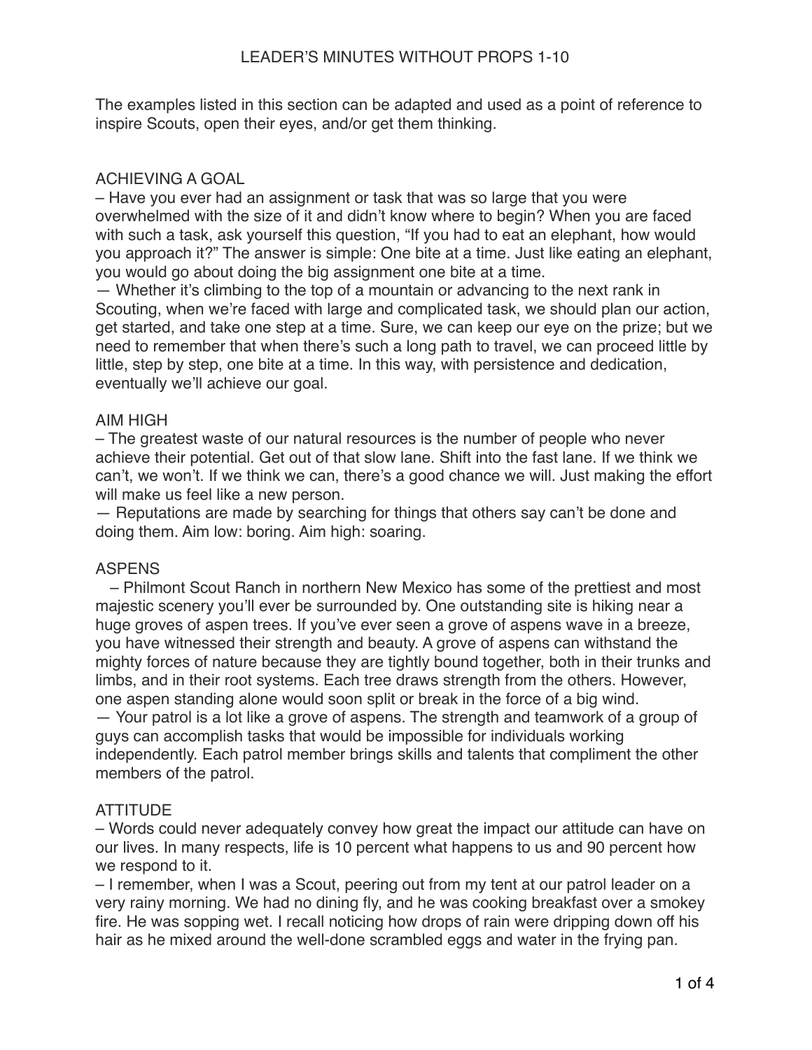# LEADER'S MINUTES WITHOUT PROPS 1-10

The examples listed in this section can be adapted and used as a point of reference to inspire Scouts, open their eyes, and/or get them thinking.

## ACHIEVING A GOAL

– Have you ever had an assignment or task that was so large that you were overwhelmed with the size of it and didn't know where to begin? When you are faced with such a task, ask yourself this question, "If you had to eat an elephant, how would you approach it?" The answer is simple: One bite at a time. Just like eating an elephant, you would go about doing the big assignment one bite at a time.

— Whether it's climbing to the top of a mountain or advancing to the next rank in Scouting, when we're faced with large and complicated task, we should plan our action, get started, and take one step at a time. Sure, we can keep our eye on the prize; but we need to remember that when there's such a long path to travel, we can proceed little by little, step by step, one bite at a time. In this way, with persistence and dedication, eventually we'll achieve our goal.

## AIM HIGH

– The greatest waste of our natural resources is the number of people who never achieve their potential. Get out of that slow lane. Shift into the fast lane. If we think we can't, we won't. If we think we can, there's a good chance we will. Just making the effort will make us feel like a new person.

— Reputations are made by searching for things that others say can't be done and doing them. Aim low: boring. Aim high: soaring.

## ASPENS

– Philmont Scout Ranch in northern New Mexico has some of the prettiest and most majestic scenery you'll ever be surrounded by. One outstanding site is hiking near a huge groves of aspen trees. If you've ever seen a grove of aspens wave in a breeze, you have witnessed their strength and beauty. A grove of aspens can withstand the mighty forces of nature because they are tightly bound together, both in their trunks and limbs, and in their root systems. Each tree draws strength from the others. However, one aspen standing alone would soon split or break in the force of a big wind.

— Your patrol is a lot like a grove of aspens. The strength and teamwork of a group of guys can accomplish tasks that would be impossible for individuals working independently. Each patrol member brings skills and talents that compliment the other members of the patrol.

## ATTITUDE

– Words could never adequately convey how great the impact our attitude can have on our lives. In many respects, life is 10 percent what happens to us and 90 percent how we respond to it.

– I remember, when I was a Scout, peering out from my tent at our patrol leader on a very rainy morning. We had no dining fly, and he was cooking breakfast over a smokey fire. He was sopping wet. I recall noticing how drops of rain were dripping down off his hair as he mixed around the well-done scrambled eggs and water in the frying pan.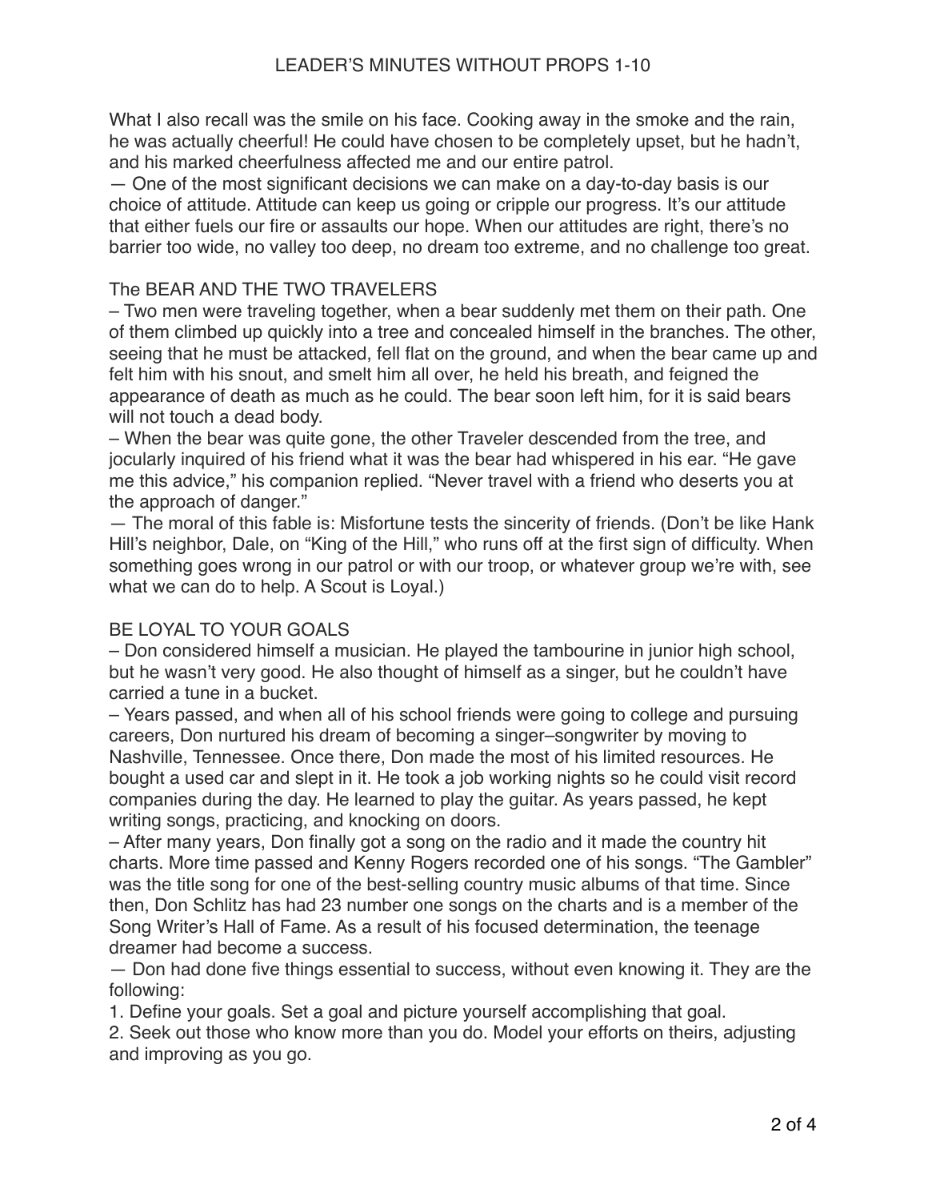What I also recall was the smile on his face. Cooking away in the smoke and the rain, he was actually cheerful! He could have chosen to be completely upset, but he hadn't, and his marked cheerfulness affected me and our entire patrol.

— One of the most significant decisions we can make on a day-to-day basis is our choice of attitude. Attitude can keep us going or cripple our progress. It's our attitude that either fuels our fire or assaults our hope. When our attitudes are right, there's no barrier too wide, no valley too deep, no dream too extreme, and no challenge too great.

## The BEAR AND THE TWO TRAVELERS

– Two men were traveling together, when a bear suddenly met them on their path. One of them climbed up quickly into a tree and concealed himself in the branches. The other, seeing that he must be attacked, fell flat on the ground, and when the bear came up and felt him with his snout, and smelt him all over, he held his breath, and feigned the appearance of death as much as he could. The bear soon left him, for it is said bears will not touch a dead body.

– When the bear was quite gone, the other Traveler descended from the tree, and jocularly inquired of his friend what it was the bear had whispered in his ear. "He gave me this advice," his companion replied. "Never travel with a friend who deserts you at the approach of danger."

— The moral of this fable is: Misfortune tests the sincerity of friends. (Don't be like Hank Hill's neighbor, Dale, on "King of the Hill," who runs off at the first sign of difficulty. When something goes wrong in our patrol or with our troop, or whatever group we're with, see what we can do to help. A Scout is Loyal.)

## BE LOYAL TO YOUR GOALS

– Don considered himself a musician. He played the tambourine in junior high school, but he wasn't very good. He also thought of himself as a singer, but he couldn't have carried a tune in a bucket.

– Years passed, and when all of his school friends were going to college and pursuing careers, Don nurtured his dream of becoming a singer–songwriter by moving to Nashville, Tennessee. Once there, Don made the most of his limited resources. He bought a used car and slept in it. He took a job working nights so he could visit record companies during the day. He learned to play the guitar. As years passed, he kept writing songs, practicing, and knocking on doors.

– After many years, Don finally got a song on the radio and it made the country hit charts. More time passed and Kenny Rogers recorded one of his songs. "The Gambler" was the title song for one of the best-selling country music albums of that time. Since then, Don Schlitz has had 23 number one songs on the charts and is a member of the Song Writer's Hall of Fame. As a result of his focused determination, the teenage dreamer had become a success.

— Don had done five things essential to success, without even knowing it. They are the following:

1. Define your goals. Set a goal and picture yourself accomplishing that goal.
2. Seek out those who know more than you do. Model your efforts on theirs, adjusting and improving as you go.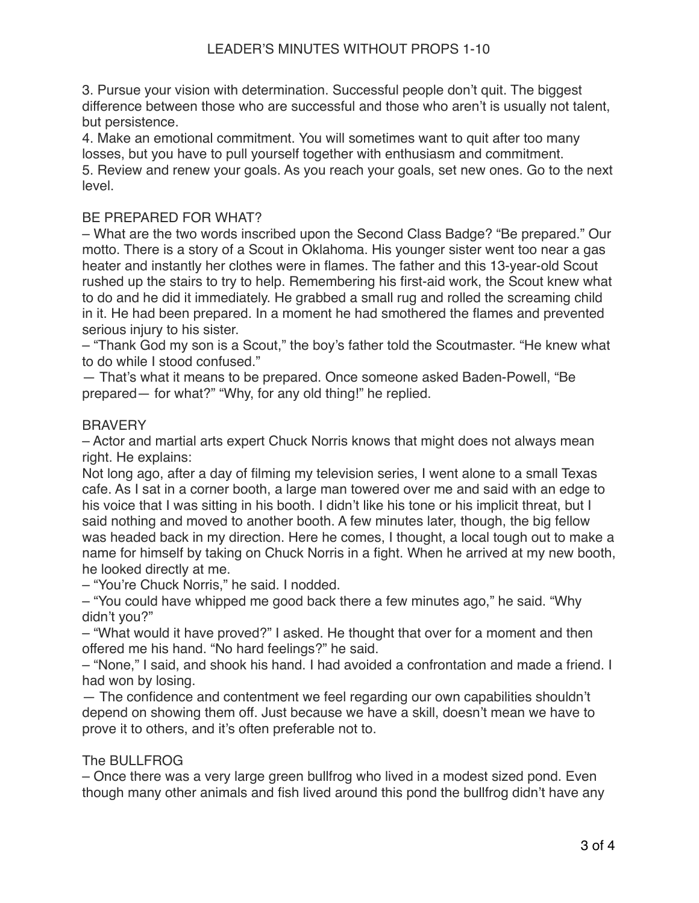3. Pursue your vision with determination. Successful people don't quit. The biggest difference between those who are successful and those who aren't is usually not talent, but persistence.
4. Make an emotional commitment. You will sometimes want to quit after too many losses, but you have to pull yourself together with enthusiasm and commitment.
5. Review and renew your goals. As you reach your goals, set new ones. Go to the next level.

## BE PREPARED FOR WHAT?

– What are the two words inscribed upon the Second Class Badge? "Be prepared." Our motto. There is a story of a Scout in Oklahoma. His younger sister went too near a gas heater and instantly her clothes were in flames. The father and this 13-year-old Scout rushed up the stairs to try to help. Remembering his first-aid work, the Scout knew what to do and he did it immediately. He grabbed a small rug and rolled the screaming child in it. He had been prepared. In a moment he had smothered the flames and prevented serious injury to his sister.

– "Thank God my son is a Scout," the boy's father told the Scoutmaster. "He knew what to do while I stood confused."

— That's what it means to be prepared. Once someone asked Baden-Powell, "Be prepared— for what?" "Why, for any old thing!" he replied.

## BRAVERY

– Actor and martial arts expert Chuck Norris knows that might does not always mean right. He explains:

Not long ago, after a day of filming my television series, I went alone to a small Texas cafe. As I sat in a corner booth, a large man towered over me and said with an edge to his voice that I was sitting in his booth. I didn't like his tone or his implicit threat, but I said nothing and moved to another booth. A few minutes later, though, the big fellow was headed back in my direction. Here he comes, I thought, a local tough out to make a name for himself by taking on Chuck Norris in a fight. When he arrived at my new booth, he looked directly at me.

– "You're Chuck Norris," he said. I nodded.

– "You could have whipped me good back there a few minutes ago," he said. "Why didn't you?"

– "What would it have proved?" I asked. He thought that over for a moment and then offered me his hand. "No hard feelings?" he said.

– "None," I said, and shook his hand. I had avoided a confrontation and made a friend. I had won by losing.

— The confidence and contentment we feel regarding our own capabilities shouldn't depend on showing them off. Just because we have a skill, doesn't mean we have to prove it to others, and it's often preferable not to.

## The BULLFROG

– Once there was a very large green bullfrog who lived in a modest sized pond. Even though many other animals and fish lived around this pond the bullfrog didn't have any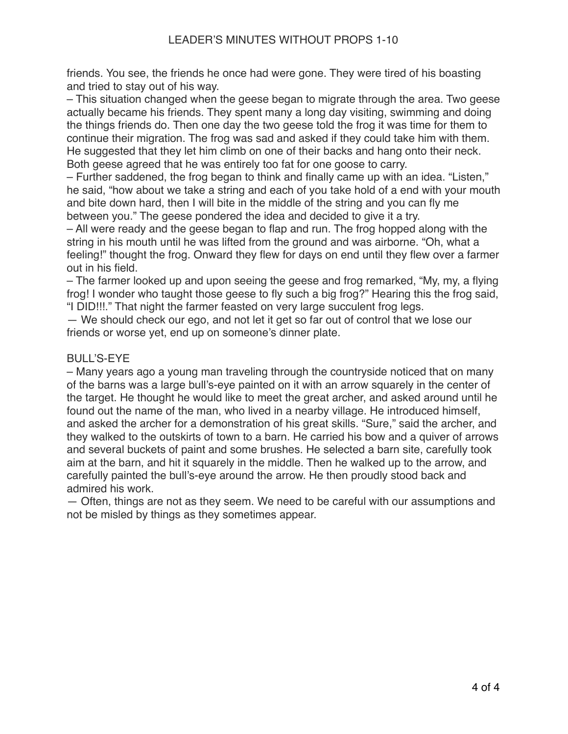friends. You see, the friends he once had were gone. They were tired of his boasting and tried to stay out of his way.

– This situation changed when the geese began to migrate through the area. Two geese actually became his friends. They spent many a long day visiting, swimming and doing the things friends do. Then one day the two geese told the frog it was time for them to continue their migration. The frog was sad and asked if they could take him with them. He suggested that they let him climb on one of their backs and hang onto their neck. Both geese agreed that he was entirely too fat for one goose to carry.

– Further saddened, the frog began to think and finally came up with an idea. "Listen," he said, "how about we take a string and each of you take hold of a end with your mouth and bite down hard, then I will bite in the middle of the string and you can fly me between you." The geese pondered the idea and decided to give it a try.

– All were ready and the geese began to flap and run. The frog hopped along with the string in his mouth until he was lifted from the ground and was airborne. "Oh, what a feeling!" thought the frog. Onward they flew for days on end until they flew over a farmer out in his field.

– The farmer looked up and upon seeing the geese and frog remarked, "My, my, a flying frog! I wonder who taught those geese to fly such a big frog?" Hearing this the frog said, "I DID!!!." That night the farmer feasted on very large succulent frog legs.

— We should check our ego, and not let it get so far out of control that we lose our friends or worse yet, end up on someone's dinner plate.

## BULL'S-EYE

– Many years ago a young man traveling through the countryside noticed that on many of the barns was a large bull's-eye painted on it with an arrow squarely in the center of the target. He thought he would like to meet the great archer, and asked around until he found out the name of the man, who lived in a nearby village. He introduced himself, and asked the archer for a demonstration of his great skills. "Sure," said the archer, and they walked to the outskirts of town to a barn. He carried his bow and a quiver of arrows and several buckets of paint and some brushes. He selected a barn site, carefully took aim at the barn, and hit it squarely in the middle. Then he walked up to the arrow, and carefully painted the bull's-eye around the arrow. He then proudly stood back and admired his work.

— Often, things are not as they seem. We need to be careful with our assumptions and not be misled by things as they sometimes appear.